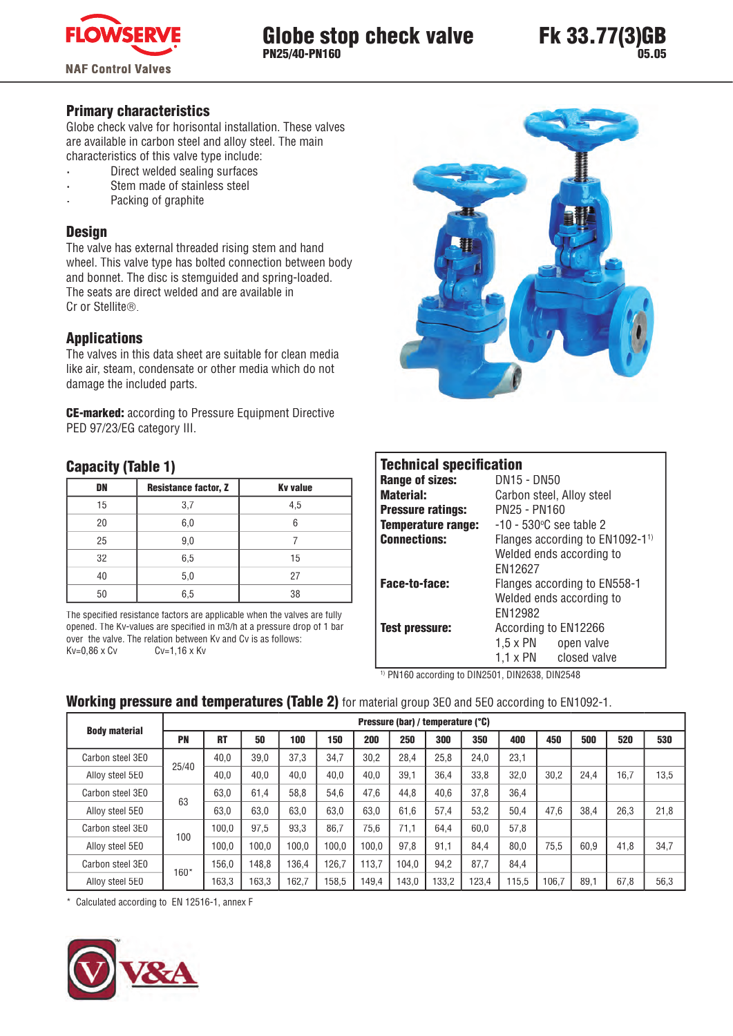# Globe stop check valve

**PN25/40-PN160**

**Fk 33.77(3)GB**
**05.05**

## Primary characteristics

Globe check valve for horizontal installation. These valves are available in carbon steel and alloy steel. The main characteristics of this valve type include:

- Direct welded sealing surfaces
- Stem made of stainless steel
- Packing of graphite

## Design

The valve has external threaded rising stem and hand wheel. This valve type has bolted connection between body and bonnet. The disc is stemguided and spring-loaded. The seats are direct welded and are available in Cr or Stellite®.

## Applications

The valves in this data sheet are suitable for clean media like air, steam, condensate or other media which do not damage the included parts.

**CE-marked:** according to Pressure Equipment Directive PED 97/23/EG category III.

## Capacity (Table 1)

| DN | Resistance factor, Z | Kv value |
|---|---|---|
| 15 | 3,7 | 4,5 |
| 20 | 6,0 | 6 |
| 25 | 9,0 | 7 |
| 32 | 6,5 | 15 |
| 40 | 5,0 | 27 |
| 50 | 6,5 | 38 |

The specified resistance factors are applicable when the valves are fully opened. The Kv-values are specified in m3/h at a pressure drop of 1 bar over the valve. The relation between Kv and Cv is as follows:
Kv=0,86 x Cv    Cv=1,16 x Kv

## Technical specification

| | |
|---|---|
| **Range of sizes:** | DN15 - DN50 |
| **Material:** | Carbon steel, Alloy steel |
| **Pressure ratings:** | PN25 - PN160 |
| **Temperature range:** | -10 - 530°C see table 2 |
| **Connections:** | Flanges according to EN1092-1[1]<br>Welded ends according to EN12627 |
| **Face-to-face:** | Flanges according to EN558-1<br>Welded ends according to EN12982 |
| **Test pressure:** | According to EN12266<br>1,5 x PN open valve<br>1,1 x PN closed valve |

[1] PN160 according to DIN2501, DIN2638, DIN2548

## Working pressure and temperatures (Table 2) for material group 3E0 and 5E0 according to EN1092-1.

| Body material | Pressure (bar) / temperature (°C) | | | | | | | | | | | | | |
|---|---|---|---|---|---|---|---|---|---|---|---|---|---|---|
| | **PN** | **RT** | **50** | **100** | **150** | **200** | **250** | **300** | **350** | **400** | **450** | **500** | **520** | **530** |
| Carbon steel 3E0 | 25/40 | 40,0 | 39,0 | 37,3 | 34,7 | 30,2 | 28,4 | 25,8 | 24,0 | 23,1 | | | | |
| Alloy steel 5E0 | 25/40 | 40,0 | 40,0 | 40,0 | 40,0 | 40,0 | 39,1 | 36,4 | 33,8 | 32,0 | 30,2 | 24,4 | 16,7 | 13,5 |
| Carbon steel 3E0 | 63 | 63,0 | 61,4 | 58,8 | 54,6 | 47,6 | 44,8 | 40,6 | 37,8 | 36,4 | | | | |
| Alloy steel 5E0 | 63 | 63,0 | 63,0 | 63,0 | 63,0 | 63,0 | 61,6 | 57,4 | 53,2 | 50,4 | 47,6 | 38,4 | 26,3 | 21,8 |
| Carbon steel 3E0 | 100 | 100,0 | 97,5 | 93,3 | 86,7 | 75,6 | 71,1 | 64,4 | 60,0 | 57,8 | | | | |
| Alloy steel 5E0 | 100 | 100,0 | 100,0 | 100,0 | 100,0 | 100,0 | 97,8 | 91,1 | 84,4 | 80,0 | 75,5 | 60,9 | 41,8 | 34,7 |
| Carbon steel 3E0 | 160* | 156,0 | 148,8 | 136,4 | 126,7 | 113,7 | 104,0 | 94,2 | 87,7 | 84,4 | | | | |
| Alloy steel 5E0 | 160* | 163,3 | 163,3 | 162,7 | 158,5 | 149,4 | 143,0 | 133,2 | 123,4 | 115,5 | 106,7 | 89,1 | 67,8 | 56,3 |

\* Calculated according to EN 12516-1, annex F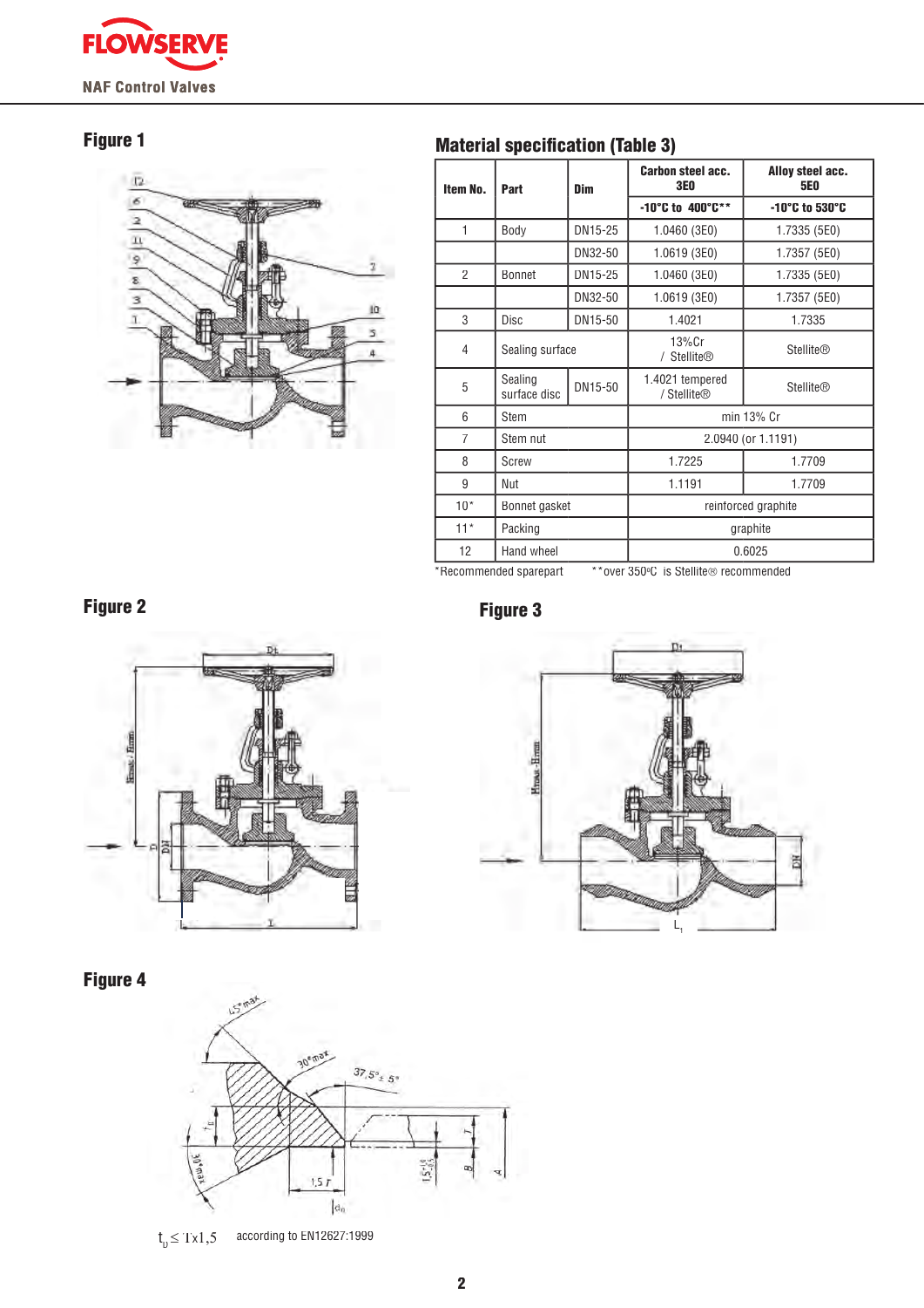## Figure 1

## Material specification (Table 3)

| Item No. | Part | Dim | Carbon steel acc. 3E0 | Alloy steel acc. 5E0 |
|---|---|---|---|---|
| | | | -10°C to 400°C** | -10°C to 530°C |
| 1 | Body | DN15-25 | 1.0460 (3E0) | 1.7335 (5E0) |
| | | DN32-50 | 1.0619 (3E0) | 1.7357 (5E0) |
| 2 | Bonnet | DN15-25 | 1.0460 (3E0) | 1.7335 (5E0) |
| | | DN32-50 | 1.0619 (3E0) | 1.7357 (5E0) |
| 3 | Disc | DN15-50 | 1.4021 | 1.7335 |
| 4 | Sealing surface | | 13%Cr / Stellite® | Stellite® |
| 5 | Sealing surface disc | DN15-50 | 1.4021 tempered / Stellite® | Stellite® |
| 6 | Stem | | min 13% Cr | |
| 7 | Stem nut | | 2.0940 (or 1.1191) | |
| 8 | Screw | | 1.7225 | 1.7709 |
| 9 | Nut | | 1.1191 | 1.7709 |
| 10* | Bonnet gasket | | reinforced graphite | |
| 11* | Packing | | graphite | |
| 12 | Hand wheel | | 0.6025 | |

*Recommended sparepart  **over 350°C is Stellite® recommended

## Figure 2

## Figure 3

## Figure 4

$t_U \leq T x1,5$  according to EN12627:1999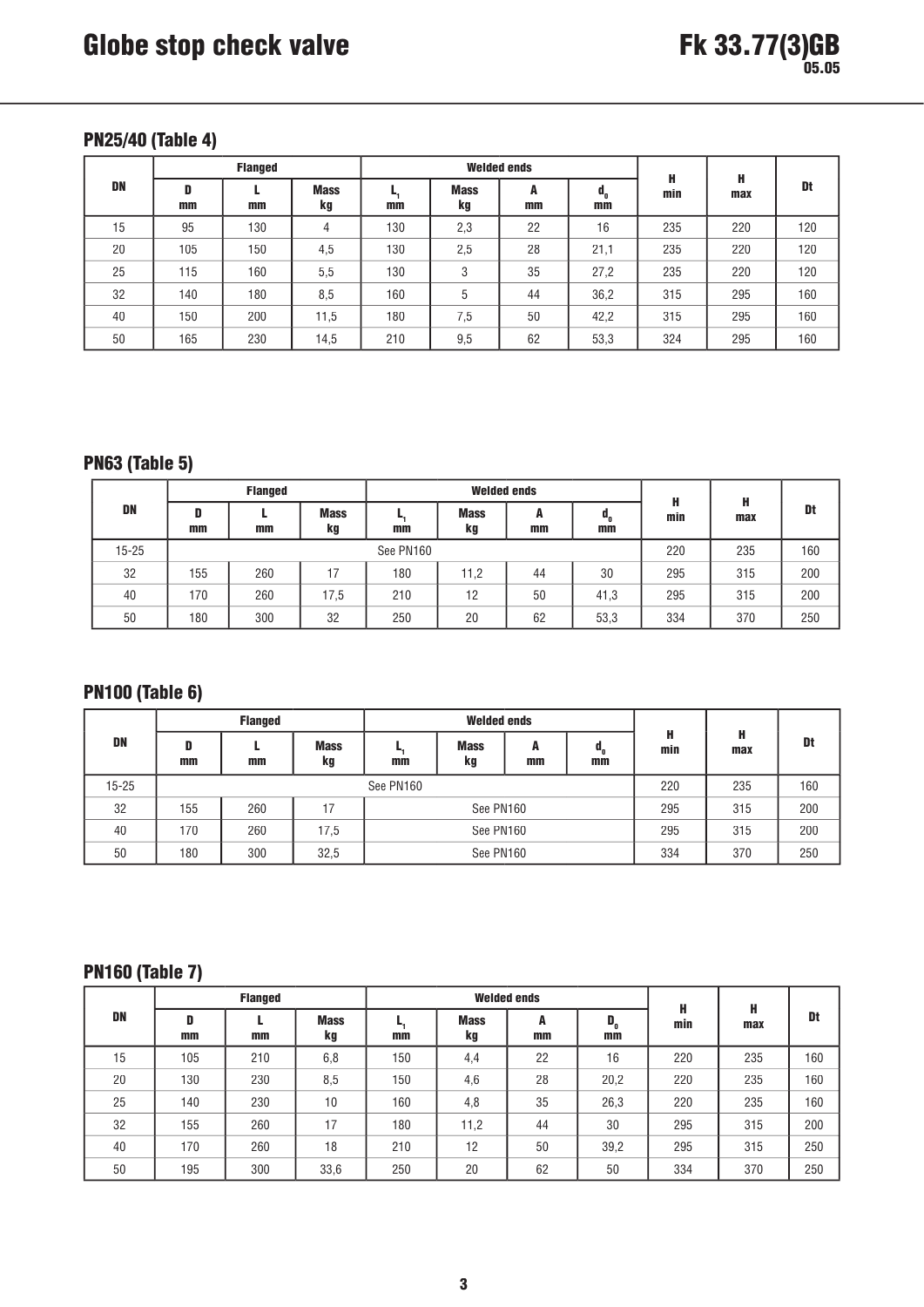## PN25/40 (Table 4)

| DN | Flanged | | | Welded ends | | | | H min | H max | Dt |
|---|---|---|---|---|---|---|---|---|---|---|
| | D mm | L mm | Mass kg | $L_1$ mm | Mass kg | A mm | $d_0$ mm | | | |
| 15 | 95 | 130 | 4 | 130 | 2,3 | 22 | 16 | 235 | 220 | 120 |
| 20 | 105 | 150 | 4,5 | 130 | 2,5 | 28 | 21,1 | 235 | 220 | 120 |
| 25 | 115 | 160 | 5,5 | 130 | 3 | 35 | 27,2 | 235 | 220 | 120 |
| 32 | 140 | 180 | 8,5 | 160 | 5 | 44 | 36,2 | 315 | 295 | 160 |
| 40 | 150 | 200 | 11,5 | 180 | 7,5 | 50 | 42,2 | 315 | 295 | 160 |
| 50 | 165 | 230 | 14,5 | 210 | 9,5 | 62 | 53,3 | 324 | 295 | 160 |

## PN63 (Table 5)

| DN | Flanged | | | Welded ends | | | | H min | H max | Dt |
|---|---|---|---|---|---|---|---|---|---|---|
| | D mm | L mm | Mass kg | $L_1$ mm | Mass kg | A mm | $d_0$ mm | | | |
| 15-25 | See PN160 | | | | | | | 220 | 235 | 160 |
| 32 | 155 | 260 | 17 | 180 | 11,2 | 44 | 30 | 295 | 315 | 200 |
| 40 | 170 | 260 | 17,5 | 210 | 12 | 50 | 41,3 | 295 | 315 | 200 |
| 50 | 180 | 300 | 32 | 250 | 20 | 62 | 53,3 | 334 | 370 | 250 |

## PN100 (Table 6)

| DN | Flanged | | | Welded ends | | | | H min | H max | Dt |
|---|---|---|---|---|---|---|---|---|---|---|
| | D mm | L mm | Mass kg | $L_1$ mm | Mass kg | A mm | $d_0$ mm | | | |
| 15-25 | See PN160 | | | | | | | 220 | 235 | 160 |
| 32 | 155 | 260 | 17 | See PN160 | | | | 295 | 315 | 200 |
| 40 | 170 | 260 | 17,5 | See PN160 | | | | 295 | 315 | 200 |
| 50 | 180 | 300 | 32,5 | See PN160 | | | | 334 | 370 | 250 |

## PN160 (Table 7)

| DN | Flanged | | | Welded ends | | | | H min | H max | Dt |
|---|---|---|---|---|---|---|---|---|---|---|
| | D mm | L mm | Mass kg | $L_1$ mm | Mass kg | A mm | $D_0$ mm | | | |
| 15 | 105 | 210 | 6,8 | 150 | 4,4 | 22 | 16 | 220 | 235 | 160 |
| 20 | 130 | 230 | 8,5 | 150 | 4,6 | 28 | 20,2 | 220 | 235 | 160 |
| 25 | 140 | 230 | 10 | 160 | 4,8 | 35 | 26,3 | 220 | 235 | 160 |
| 32 | 155 | 260 | 17 | 180 | 11,2 | 44 | 30 | 295 | 315 | 200 |
| 40 | 170 | 260 | 18 | 210 | 12 | 50 | 39,2 | 295 | 315 | 250 |
| 50 | 195 | 300 | 33,6 | 250 | 20 | 62 | 50 | 334 | 370 | 250 |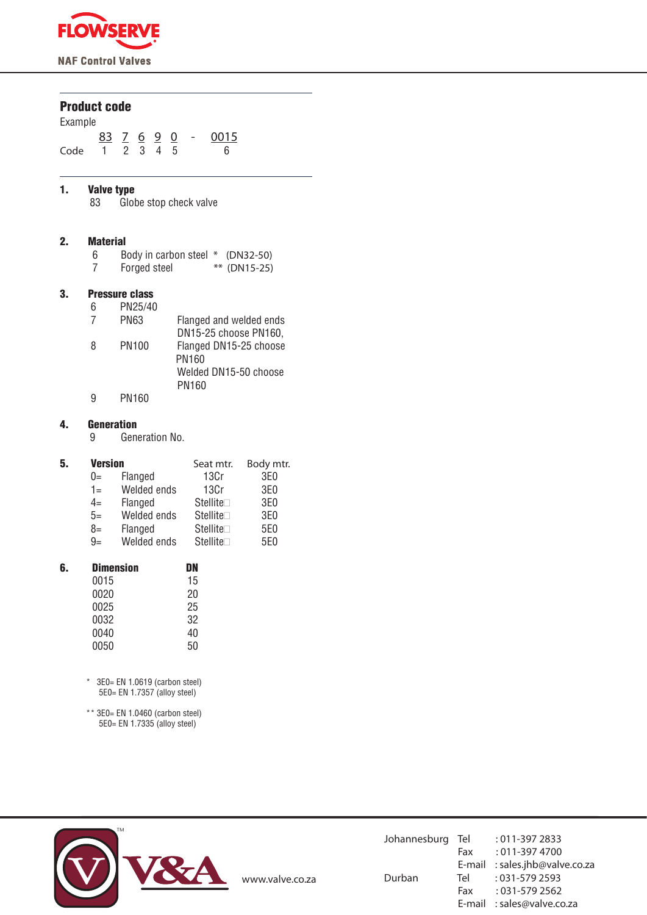# Product code

Example

| | | | | | | | |
|---|---|---|---|---|---|---|---|
| | 83 | 7 | 6 | 9 | 0 | - | 0015 |
| Code | 1 | 2 | 3 | 4 | 5 | | 6 |

**1. Valve type**

83 Globe stop check valve

**2. Material**

| | | |
|---|---|---|
| 6 | Body in carbon steel * | (DN32-50) |
| 7 | Forged steel ** | (DN15-25) |

**3. Pressure class**

| | | |
|---|---|---|
| 6 | PN25/40 | |
| 7 | PN63 | Flanged and welded ends DN15-25 choose PN160, |
| 8 | PN100 | Flanged DN15-25 choose PN160 Welded DN15-50 choose PN160 |
| 9 | PN160 | |

**4. Generation**

9 Generation No.

**5. Version**

| Version | | Seat mtr. | Body mtr. |
|---|---|---|---|
| 0= | Flanged | 13Cr | 3E0 |
| 1= | Welded ends | 13Cr | 3E0 |
| 4= | Flanged | Stellite□ | 3E0 |
| 5= | Welded ends | Stellite□ | 3E0 |
| 8= | Flanged | Stellite□ | 5E0 |
| 9= | Welded ends | Stellite□ | 5E0 |

**6. Dimension**

| Dimension | DN |
|---|---|
| 0015 | 15 |
| 0020 | 20 |
| 0025 | 25 |
| 0032 | 32 |
| 0040 | 40 |
| 0050 | 50 |

\* 3E0= EN 1.0619 (carbon steel)
5E0= EN 1.7357 (alloy steel)

** 3E0= EN 1.0460 (carbon steel)
5E0= EN 1.7335 (alloy steel)

V&A™

www.valve.co.za

| | | |
|---|---|---|
| Johannesburg | Tel | : 011-397 2833 |
| | Fax | : 011-397 4700 |
| | E-mail | : sales.jhb@valve.co.za |
| Durban | Tel | : 031-579 2593 |
| | Fax | : 031-579 2562 |
| | E-mail | : sales@valve.co.za |